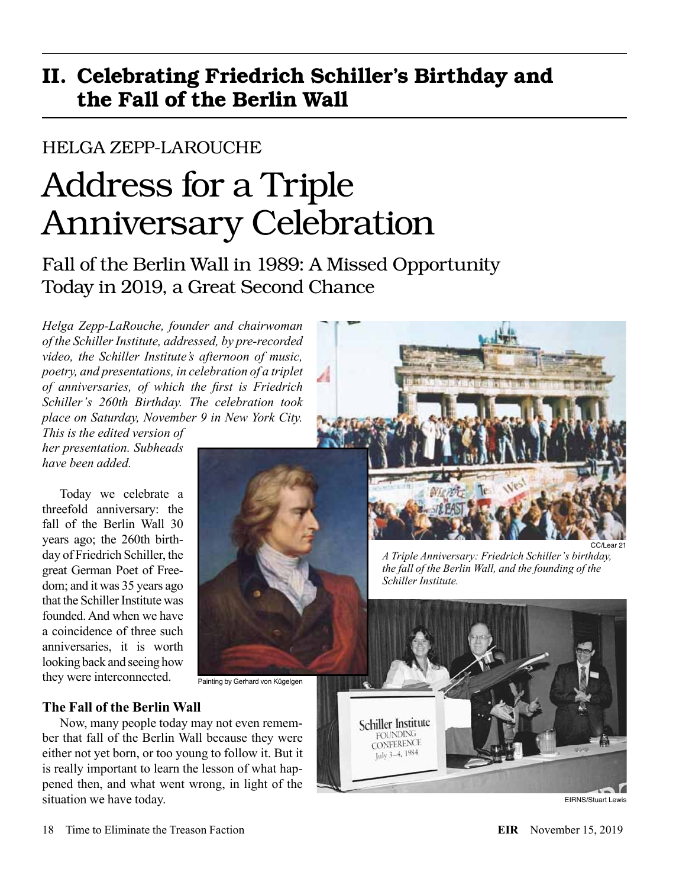## II. Celebrating Friedrich Schiller's Birthday and the Fall of the Berlin Wall

HELGA ZEPP-LAROUCHE

# Address for a Triple Anniversary Celebration

### Fall of the Berlin Wall in 1989: A Missed Opportunity Today in 2019, a Great Second Chance

*Helga Zepp-LaRouche, founder and chairwoman of the Schiller Institute, addressed, by pre-recorded video, the Schiller Institute's afternoon of music, poetry, and presentations, in celebration of a triplet of anniversaries, of which the first is Friedrich Schiller's 260th Birthday. The celebration took place on Saturday, November 9 in New York City. This is the edited version of her presentation. Subheads have been added.*

Today we celebrate a threefold anniversary: the fall of the Berlin Wall 30 years ago; the 260th birthday of Friedrich Schiller, the great German Poet of Freedom; and it was 35 years ago that the Schiller Institute was founded. And when we have a coincidence of three such anniversaries, it is worth looking back and seeing how they were interconnected.

Painting by Gerhard von Kügelgen

CC/Lear 21

*A Triple Anniversary: Friedrich Schiller's birthday, the fall of the Berlin Wall, and the founding of the Schiller Institute.*

EIRNS/Stuart Lewis

### The Fall of the Berlin Wall

Now, many people today may not even remember that fall of the Berlin Wall because they were either not yet born, or too young to follow it. But it is really important to learn the lesson of what happened then, and what went wrong, in light of the situation we have today.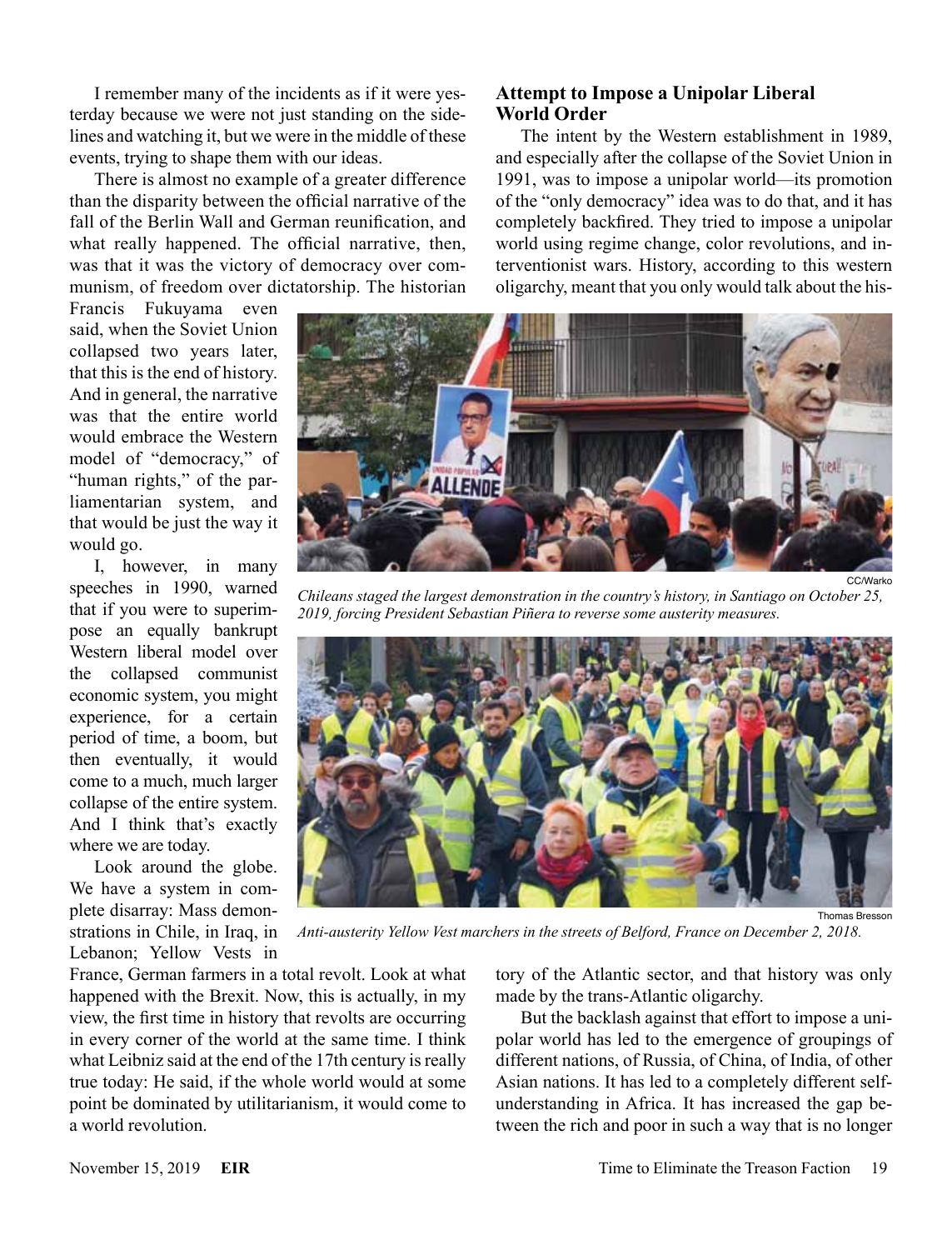I remember many of the incidents as if it were yesterday because we were not just standing on the sidelines and watching it, but we were in the middle of these events, trying to shape them with our ideas.

There is almost no example of a greater difference than the disparity between the official narrative of the fall of the Berlin Wall and German reunification, and what really happened. The official narrative, then, was that it was the victory of democracy over communism, of freedom over dictatorship. The historian Francis Fukuyama even said, when the Soviet Union collapsed two years later, that this is the end of history. And in general, the narrative was that the entire world would embrace the Western model of "democracy," of "human rights," of the parliamentarian system, and that would be just the way it would go.

I, however, in many speeches in 1990, warned that if you were to superimpose an equally bankrupt Western liberal model over the collapsed communist economic system, you might experience, for a certain period of time, a boom, but then eventually, it would come to a much, much larger collapse of the entire system. And I think that's exactly where we are today.

Look around the globe. We have a system in complete disarray: Mass demonstrations in Chile, in Iraq, in Lebanon; Yellow Vests in France, German farmers in a total revolt. Look at what happened with the Brexit. Now, this is actually, in my view, the first time in history that revolts are occurring in every corner of the world at the same time. I think what Leibniz said at the end of the 17th century is really true today: He said, if the whole world would at some point be dominated by utilitarianism, it would come to a world revolution.

## Attempt to Impose a Unipolar Liberal World Order

The intent by the Western establishment in 1989, and especially after the collapse of the Soviet Union in 1991, was to impose a unipolar world—its promotion of the "only democracy" idea was to do that, and it has completely backfired. They tried to impose a unipolar world using regime change, color revolutions, and interventionist wars. History, according to this western oligarchy, meant that you only would talk about the history of the Atlantic sector, and that history was only made by the trans-Atlantic oligarchy.

CC/Warko

*Chileans staged the largest demonstration in the country's history, in Santiago on October 25, 2019, forcing President Sebastian Piñera to reverse some austerity measures.*

Thomas Bresson

*Anti-austerity Yellow Vest marchers in the streets of Belford, France on December 2, 2018.*

But the backlash against that effort to impose a unipolar world has led to the emergence of groupings of different nations, of Russia, of China, of India, of other Asian nations. It has led to a completely different self-understanding in Africa. It has increased the gap between the rich and poor in such a way that is no longer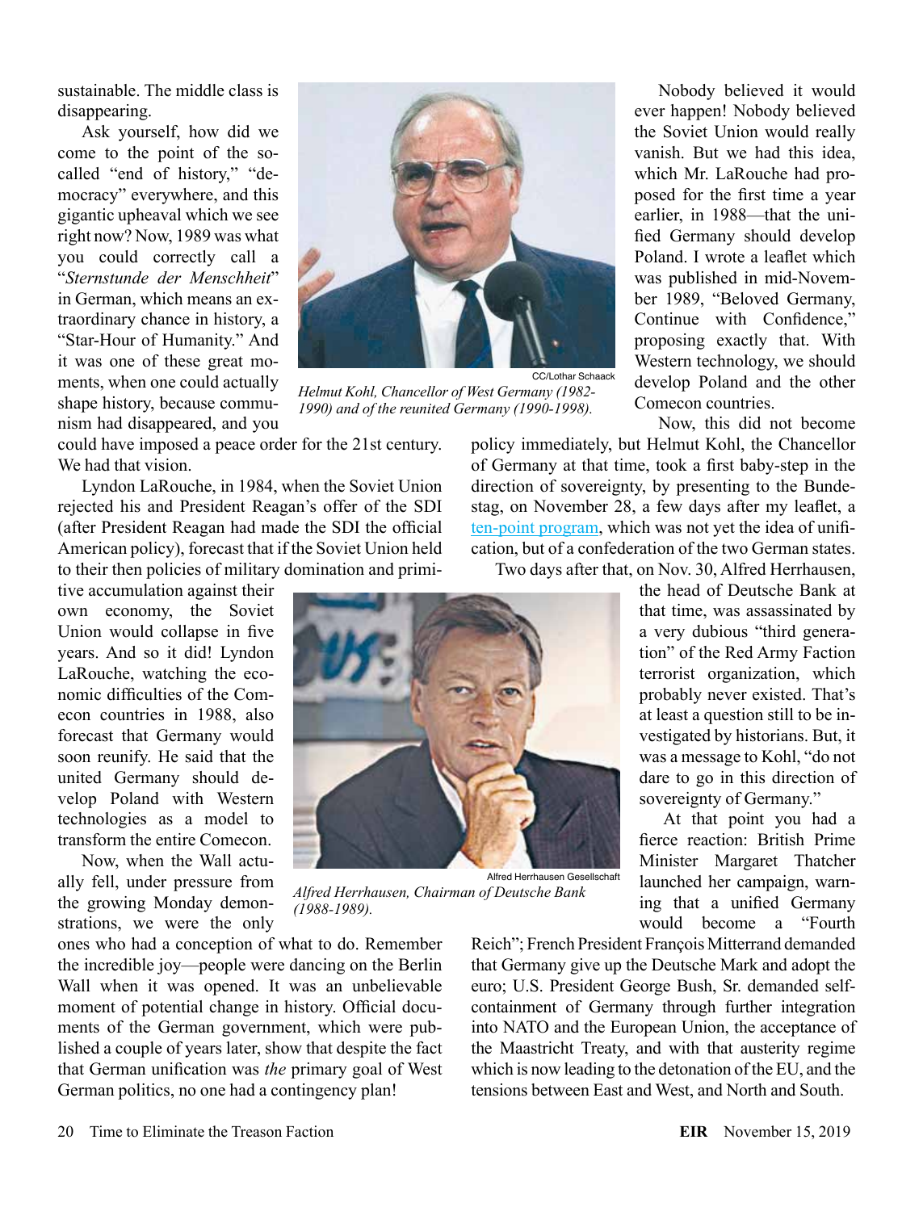sustainable. The middle class is disappearing.

Ask yourself, how did we come to the point of the so-called "end of history," "democracy" everywhere, and this gigantic upheaval which we see right now? Now, 1989 was what you could correctly call a "*Sternstunde der Menschheit*" in German, which means an extraordinary chance in history, a "Star-Hour of Humanity." And it was one of these great moments, when one could actually shape history, because communism had disappeared, and you could have imposed a peace order for the 21st century. We had that vision.

CC/Lothar Schaack

*Helmut Kohl, Chancellor of West Germany (1982-1990) and of the reunited Germany (1990-1998).*

Lyndon LaRouche, in 1984, when the Soviet Union rejected his and President Reagan's offer of the SDI (after President Reagan had made the SDI the official American policy), forecast that if the Soviet Union held to their then policies of military domination and primitive accumulation against their own economy, the Soviet Union would collapse in five years. And so it did! Lyndon LaRouche, watching the economic difficulties of the Comecon countries in 1988, also forecast that Germany would soon reunify. He said that the united Germany should develop Poland with Western technologies as a model to transform the entire Comecon.

Now, when the Wall actually fell, under pressure from the growing Monday demonstrations, we were the only ones who had a conception of what to do. Remember the incredible joy—people were dancing on the Berlin Wall when it was opened. It was an unbelievable moment of potential change in history. Official documents of the German government, which were published a couple of years later, show that despite the fact that German unification was *the* primary goal of West German politics, no one had a contingency plan!

Alfred Herrhausen Gesellschaft

*Alfred Herrhausen, Chairman of Deutsche Bank (1988-1989).*

Nobody believed it would ever happen! Nobody believed the Soviet Union would really vanish. But we had this idea, which Mr. LaRouche had proposed for the first time a year earlier, in 1988—that the unified Germany should develop Poland. I wrote a leaflet which was published in mid-November 1989, "Beloved Germany, Continue with Confidence," proposing exactly that. With Western technology, we should develop Poland and the other Comecon countries.

Now, this did not become policy immediately, but Helmut Kohl, the Chancellor of Germany at that time, took a first baby-step in the direction of sovereignty, by presenting to the Bundestag, on November 28, a few days after my leaflet, a ten-point program, which was not yet the idea of unification, but of a confederation of the two German states.

Two days after that, on Nov. 30, Alfred Herrhausen, the head of Deutsche Bank at that time, was assassinated by a very dubious "third generation" of the Red Army Faction terrorist organization, which probably never existed. That's at least a question still to be investigated by historians. But, it was a message to Kohl, "do not dare to go in this direction of sovereignty of Germany."

At that point you had a fierce reaction: British Prime Minister Margaret Thatcher launched her campaign, warning that a unified Germany would become a "Fourth Reich"; French President François Mitterrand demanded that Germany give up the Deutsche Mark and adopt the euro; U.S. President George Bush, Sr. demanded self-containment of Germany through further integration into NATO and the European Union, the acceptance of the Maastricht Treaty, and with that austerity regime which is now leading to the detonation of the EU, and the tensions between East and West, and North and South.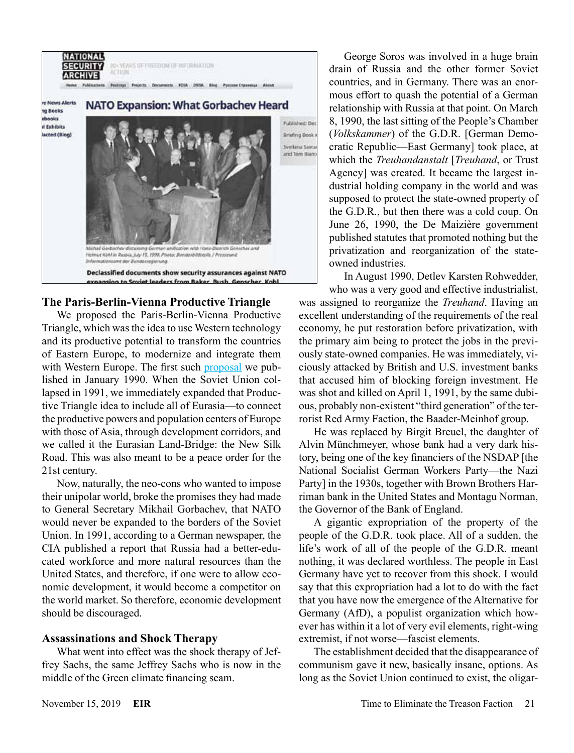## The Paris-Berlin-Vienna Productive Triangle

We proposed the Paris-Berlin-Vienna Productive Triangle, which was the idea to use Western technology and its productive potential to transform the countries of Eastern Europe, to modernize and integrate them with Western Europe. The first such proposal we published in January 1990. When the Soviet Union collapsed in 1991, we immediately expanded that Productive Triangle idea to include all of Eurasia—to connect the productive powers and population centers of Europe with those of Asia, through development corridors, and we called it the Eurasian Land-Bridge: the New Silk Road. This was also meant to be a peace order for the 21st century.

Now, naturally, the neo-cons who wanted to impose their unipolar world, broke the promises they had made to General Secretary Mikhail Gorbachev, that NATO would never be expanded to the borders of the Soviet Union. In 1991, according to a German newspaper, the CIA published a report that Russia had a better-educated workforce and more natural resources than the United States, and therefore, if one were to allow economic development, it would become a competitor on the world market. So therefore, economic development should be discouraged.

## Assassinations and Shock Therapy

What went into effect was the shock therapy of Jeffrey Sachs, the same Jeffrey Sachs who is now in the middle of the Green climate financing scam.

George Soros was involved in a huge brain drain of Russia and the other former Soviet countries, and in Germany. There was an enormous effort to quash the potential of a German relationship with Russia at that point. On March 8, 1990, the last sitting of the People's Chamber (*Volkskammer*) of the G.D.R. [German Democratic Republic—East Germany] took place, at which the *Treuhandanstalt* [*Treuhand*, or Trust Agency] was created. It became the largest industrial holding company in the world and was supposed to protect the state-owned property of the G.D.R., but then there was a cold coup. On June 26, 1990, the De Maizière government published statutes that promoted nothing but the privatization and reorganization of the state-owned industries.

In August 1990, Detlev Karsten Rohwedder, who was a very good and effective industrialist, was assigned to reorganize the *Treuhand*. Having an excellent understanding of the requirements of the real economy, he put restoration before privatization, with the primary aim being to protect the jobs in the previously state-owned companies. He was immediately, viciously attacked by British and U.S. investment banks that accused him of blocking foreign investment. He was shot and killed on April 1, 1991, by the same dubious, probably non-existent "third generation" of the terrorist Red Army Faction, the Baader-Meinhof group.

He was replaced by Birgit Breuel, the daughter of Alvin Münchmeyer, whose bank had a very dark history, being one of the key financiers of the NSDAP [the National Socialist German Workers Party—the Nazi Party] in the 1930s, together with Brown Brothers Harriman bank in the United States and Montagu Norman, the Governor of the Bank of England.

A gigantic expropriation of the property of the people of the G.D.R. took place. All of a sudden, the life's work of all of the people of the G.D.R. meant nothing, it was declared worthless. The people in East Germany have yet to recover from this shock. I would say that this expropriation had a lot to do with the fact that you have now the emergence of the Alternative for Germany (AfD), a populist organization which however has within it a lot of very evil elements, right-wing extremist, if not worse—fascist elements.

The establishment decided that the disappearance of communism gave it new, basically insane, options. As long as the Soviet Union continued to exist, the oligar-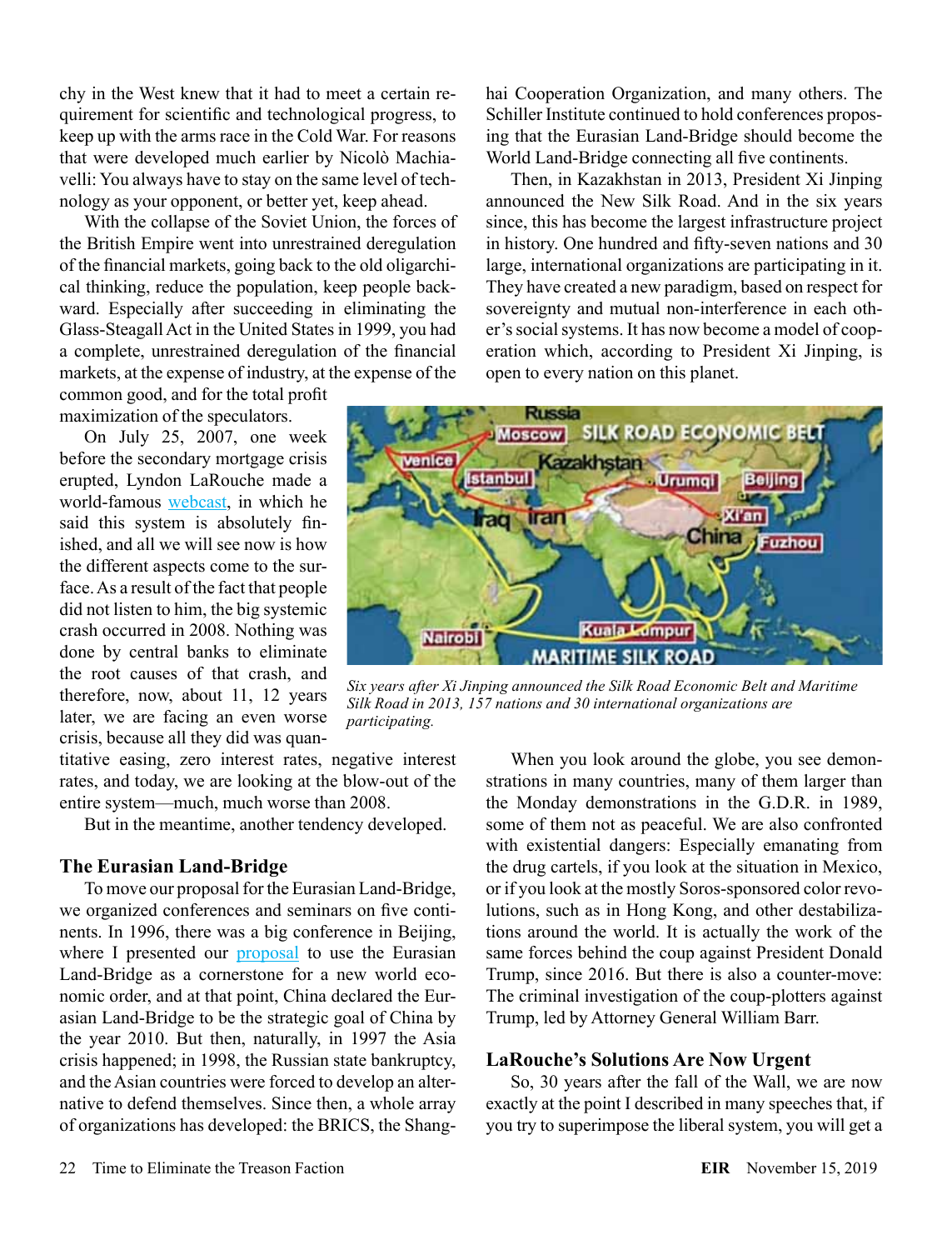chy in the West knew that it had to meet a certain requirement for scientific and technological progress, to keep up with the arms race in the Cold War. For reasons that were developed much earlier by Nicolò Machiavelli: You always have to stay on the same level of technology as your opponent, or better yet, keep ahead.

With the collapse of the Soviet Union, the forces of the British Empire went into unrestrained deregulation of the financial markets, going back to the old oligarchical thinking, reduce the population, keep people backward. Especially after succeeding in eliminating the Glass-Steagall Act in the United States in 1999, you had a complete, unrestrained deregulation of the financial markets, at the expense of industry, at the expense of the common good, and for the total profit maximization of the speculators.

On July 25, 2007, one week before the secondary mortgage crisis erupted, Lyndon LaRouche made a world-famous webcast, in which he said this system is absolutely finished, and all we will see now is how the different aspects come to the surface. As a result of the fact that people did not listen to him, the big systemic crash occurred in 2008. Nothing was done by central banks to eliminate the root causes of that crash, and therefore, now, about 11, 12 years later, we are facing an even worse crisis, because all they did was quantitative easing, zero interest rates, negative interest rates, and today, we are looking at the blow-out of the entire system—much, much worse than 2008.

But in the meantime, another tendency developed.

## The Eurasian Land-Bridge

To move our proposal for the Eurasian Land-Bridge, we organized conferences and seminars on five continents. In 1996, there was a big conference in Beijing, where I presented our proposal to use the Eurasian Land-Bridge as a cornerstone for a new world economic order, and at that point, China declared the Eurasian Land-Bridge to be the strategic goal of China by the year 2010. But then, naturally, in 1997 the Asia crisis happened; in 1998, the Russian state bankruptcy, and the Asian countries were forced to develop an alternative to defend themselves. Since then, a whole array of organizations has developed: the BRICS, the Shanghai Cooperation Organization, and many others. The Schiller Institute continued to hold conferences proposing that the Eurasian Land-Bridge should become the World Land-Bridge connecting all five continents.

Then, in Kazakhstan in 2013, President Xi Jinping announced the New Silk Road. And in the six years since, this has become the largest infrastructure project in history. One hundred and fifty-seven nations and 30 large, international organizations are participating in it. They have created a new paradigm, based on respect for sovereignty and mutual non-interference in each other's social systems. It has now become a model of cooperation which, according to President Xi Jinping, is open to every nation on this planet.

*Six years after Xi Jinping announced the Silk Road Economic Belt and Maritime Silk Road in 2013, 157 nations and 30 international organizations are participating.*

When you look around the globe, you see demonstrations in many countries, many of them larger than the Monday demonstrations in the G.D.R. in 1989, some of them not as peaceful. We are also confronted with existential dangers: Especially emanating from the drug cartels, if you look at the situation in Mexico, or if you look at the mostly Soros-sponsored color revolutions, such as in Hong Kong, and other destabilizations around the world. It is actually the work of the same forces behind the coup against President Donald Trump, since 2016. But there is also a counter-move: The criminal investigation of the coup-plotters against Trump, led by Attorney General William Barr.

## LaRouche's Solutions Are Now Urgent

So, 30 years after the fall of the Wall, we are now exactly at the point I described in many speeches that, if you try to superimpose the liberal system, you will get a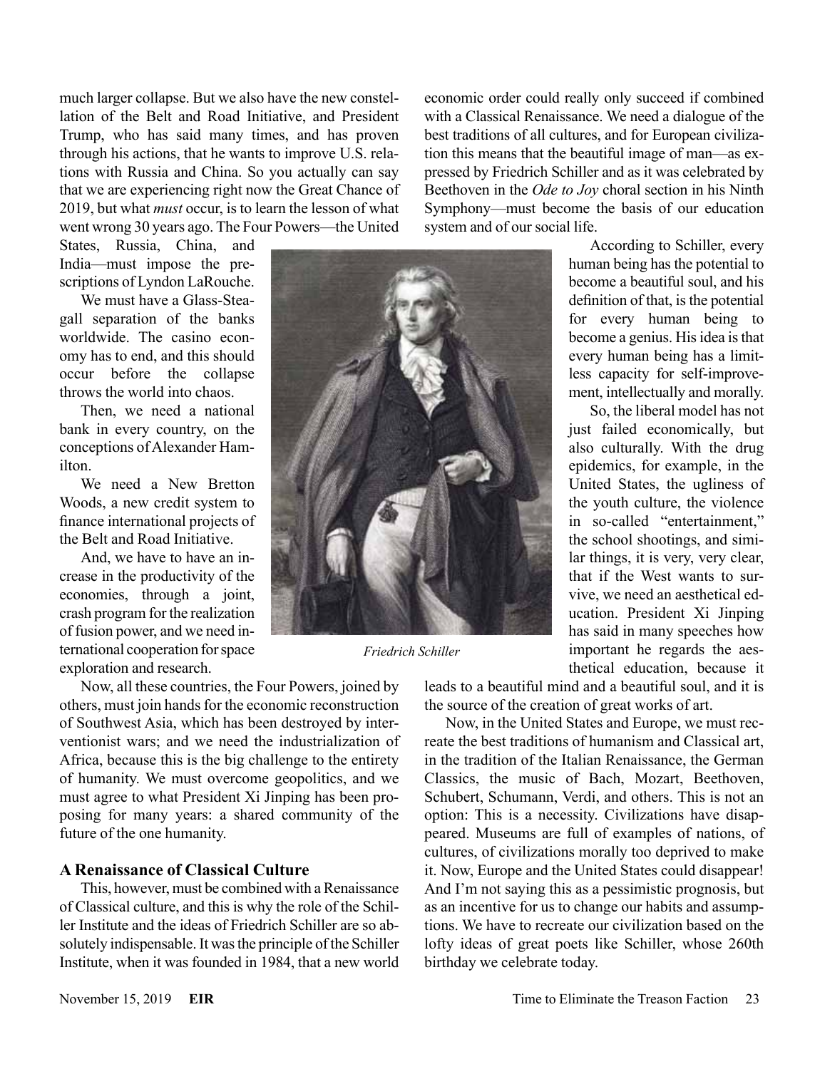much larger collapse. But we also have the new constellation of the Belt and Road Initiative, and President Trump, who has said many times, and has proven through his actions, that he wants to improve U.S. relations with Russia and China. So you actually can say that we are experiencing right now the Great Chance of 2019, but what *must* occur, is to learn the lesson of what went wrong 30 years ago. The Four Powers—the United States, Russia, China, and India—must impose the prescriptions of Lyndon LaRouche.

We must have a Glass-Steagall separation of the banks worldwide. The casino economy has to end, and this should occur before the collapse throws the world into chaos.

Then, we need a national bank in every country, on the conceptions of Alexander Hamilton.

We need a New Bretton Woods, a new credit system to finance international projects of the Belt and Road Initiative.

And, we have to have an increase in the productivity of the economies, through a joint, crash program for the realization of fusion power, and we need international cooperation for space exploration and research.

Now, all these countries, the Four Powers, joined by others, must join hands for the economic reconstruction of Southwest Asia, which has been destroyed by interventionist wars; and we need the industrialization of Africa, because this is the big challenge to the entirety of humanity. We must overcome geopolitics, and we must agree to what President Xi Jinping has been proposing for many years: a shared community of the future of the one humanity.

### A Renaissance of Classical Culture

This, however, must be combined with a Renaissance of Classical culture, and this is why the role of the Schiller Institute and the ideas of Friedrich Schiller are so absolutely indispensable. It was the principle of the Schiller Institute, when it was founded in 1984, that a new world economic order could really only succeed if combined with a Classical Renaissance. We need a dialogue of the best traditions of all cultures, and for European civilization this means that the beautiful image of man—as expressed by Friedrich Schiller and as it was celebrated by Beethoven in the *Ode to Joy* choral section in his Ninth Symphony—must become the basis of our education system and of our social life.

*Friedrich Schiller*

According to Schiller, every human being has the potential to become a beautiful soul, and his definition of that, is the potential for every human being to become a genius. His idea is that every human being has a limitless capacity for self-improvement, intellectually and morally.

So, the liberal model has not just failed economically, but also culturally. With the drug epidemics, for example, in the United States, the ugliness of the youth culture, the violence in so-called "entertainment," the school shootings, and similar things, it is very, very clear, that if the West wants to survive, we need an aesthetical education. President Xi Jinping has said in many speeches how important he regards the aesthetical education, because it leads to a beautiful mind and a beautiful soul, and it is the source of the creation of great works of art.

Now, in the United States and Europe, we must recreate the best traditions of humanism and Classical art, in the tradition of the Italian Renaissance, the German Classics, the music of Bach, Mozart, Beethoven, Schubert, Schumann, Verdi, and others. This is not an option: This is a necessity. Civilizations have disappeared. Museums are full of examples of nations, of cultures, of civilizations morally too deprived to make it. Now, Europe and the United States could disappear! And I'm not saying this as a pessimistic prognosis, but as an incentive for us to change our habits and assumptions. We have to recreate our civilization based on the lofty ideas of great poets like Schiller, whose 260th birthday we celebrate today.